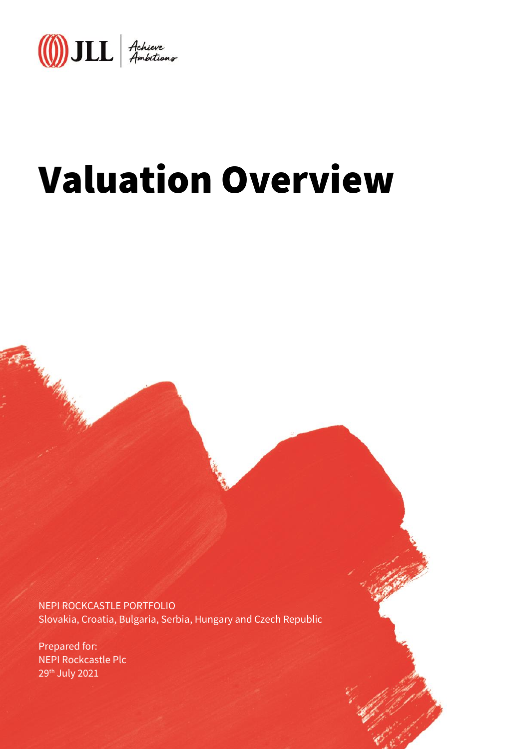JLL | Achieve Ambitions

# Valuation Overview

NEPI ROCKCASTLE PORTFOLIO
Slovakia, Croatia, Bulgaria, Serbia, Hungary and Czech Republic

Prepared for:
NEPI Rockcastle Plc
29th July 2021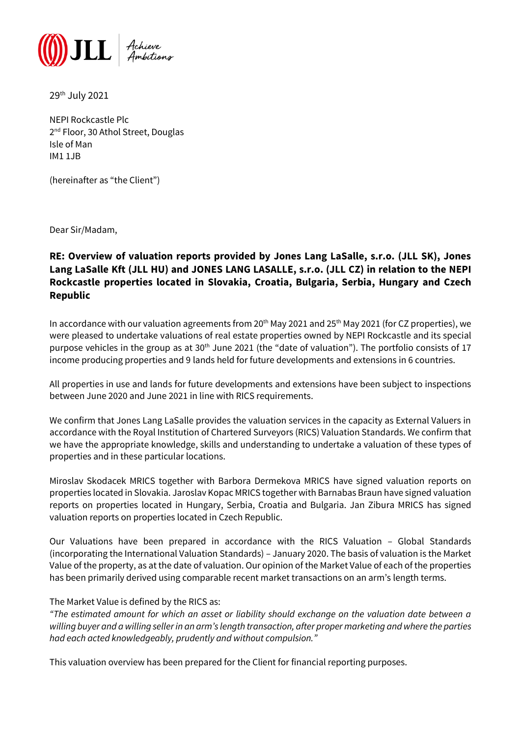29th July 2021

NEPI Rockcastle Plc
2nd Floor, 30 Athol Street, Douglas
Isle of Man
IM1 1JB

(hereinafter as "the Client")

Dear Sir/Madam,

**RE: Overview of valuation reports provided by Jones Lang LaSalle, s.r.o. (JLL SK), Jones Lang LaSalle Kft (JLL HU) and JONES LANG LASALLE, s.r.o. (JLL CZ) in relation to the NEPI Rockcastle properties located in Slovakia, Croatia, Bulgaria, Serbia, Hungary and Czech Republic**

In accordance with our valuation agreements from 20th May 2021 and 25th May 2021 (for CZ properties), we were pleased to undertake valuations of real estate properties owned by NEPI Rockcastle and its special purpose vehicles in the group as at 30th June 2021 (the "date of valuation"). The portfolio consists of 17 income producing properties and 9 lands held for future developments and extensions in 6 countries.

All properties in use and lands for future developments and extensions have been subject to inspections between June 2020 and June 2021 in line with RICS requirements.

We confirm that Jones Lang LaSalle provides the valuation services in the capacity as External Valuers in accordance with the Royal Institution of Chartered Surveyors (RICS) Valuation Standards. We confirm that we have the appropriate knowledge, skills and understanding to undertake a valuation of these types of properties and in these particular locations.

Miroslav Skodacek MRICS together with Barbora Dermekova MRICS have signed valuation reports on properties located in Slovakia. Jaroslav Kopac MRICS together with Barnabas Braun have signed valuation reports on properties located in Hungary, Serbia, Croatia and Bulgaria. Jan Zibura MRICS has signed valuation reports on properties located in Czech Republic.

Our Valuations have been prepared in accordance with the RICS Valuation – Global Standards (incorporating the International Valuation Standards) – January 2020. The basis of valuation is the Market Value of the property, as at the date of valuation. Our opinion of the Market Value of each of the properties has been primarily derived using comparable recent market transactions on an arm's length terms.

The Market Value is defined by the RICS as:
*"The estimated amount for which an asset or liability should exchange on the valuation date between a willing buyer and a willing seller in an arm's length transaction, after proper marketing and where the parties had each acted knowledgeably, prudently and without compulsion."*

This valuation overview has been prepared for the Client for financial reporting purposes.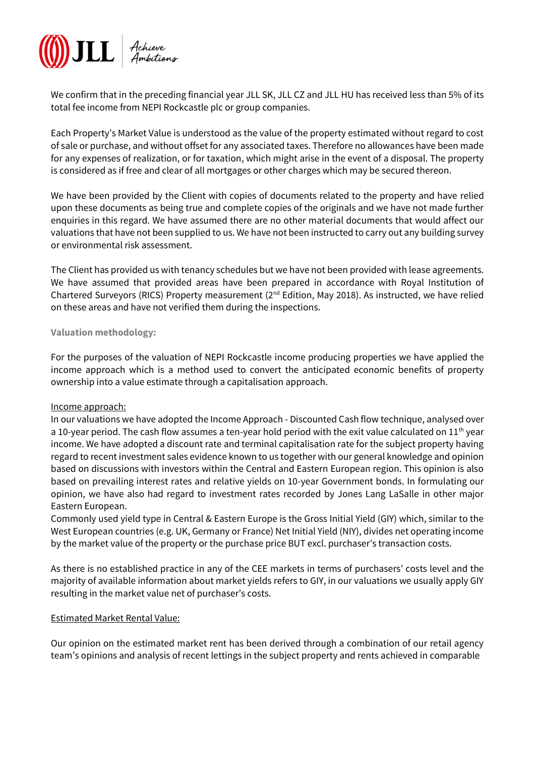We confirm that in the preceding financial year JLL SK, JLL CZ and JLL HU has received less than 5% of its total fee income from NEPI Rockcastle plc or group companies.

Each Property's Market Value is understood as the value of the property estimated without regard to cost of sale or purchase, and without offset for any associated taxes. Therefore no allowances have been made for any expenses of realization, or for taxation, which might arise in the event of a disposal. The property is considered as if free and clear of all mortgages or other charges which may be secured thereon.

We have been provided by the Client with copies of documents related to the property and have relied upon these documents as being true and complete copies of the originals and we have not made further enquiries in this regard. We have assumed there are no other material documents that would affect our valuations that have not been supplied to us. We have not been instructed to carry out any building survey or environmental risk assessment.

The Client has provided us with tenancy schedules but we have not been provided with lease agreements. We have assumed that provided areas have been prepared in accordance with Royal Institution of Chartered Surveyors (RICS) Property measurement (2nd Edition, May 2018). As instructed, we have relied on these areas and have not verified them during the inspections.

**Valuation methodology:**

For the purposes of the valuation of NEPI Rockcastle income producing properties we have applied the income approach which is a method used to convert the anticipated economic benefits of property ownership into a value estimate through a capitalisation approach.

Income approach:

In our valuations we have adopted the Income Approach - Discounted Cash flow technique, analysed over a 10-year period. The cash flow assumes a ten-year hold period with the exit value calculated on 11th year income. We have adopted a discount rate and terminal capitalisation rate for the subject property having regard to recent investment sales evidence known to us together with our general knowledge and opinion based on discussions with investors within the Central and Eastern European region. This opinion is also based on prevailing interest rates and relative yields on 10-year Government bonds. In formulating our opinion, we have also had regard to investment rates recorded by Jones Lang LaSalle in other major Eastern European.

Commonly used yield type in Central & Eastern Europe is the Gross Initial Yield (GIY) which, similar to the West European countries (e.g. UK, Germany or France) Net Initial Yield (NIY), divides net operating income by the market value of the property or the purchase price BUT excl. purchaser's transaction costs.

As there is no established practice in any of the CEE markets in terms of purchasers' costs level and the majority of available information about market yields refers to GIY, in our valuations we usually apply GIY resulting in the market value net of purchaser's costs.

Estimated Market Rental Value:

Our opinion on the estimated market rent has been derived through a combination of our retail agency team's opinions and analysis of recent lettings in the subject property and rents achieved in comparable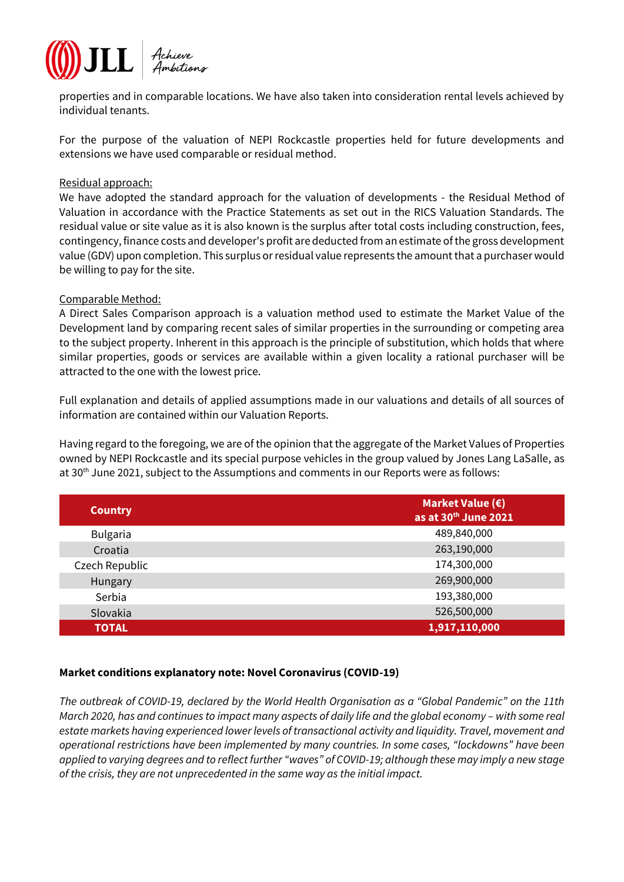properties and in comparable locations. We have also taken into consideration rental levels achieved by individual tenants.

For the purpose of the valuation of NEPI Rockcastle properties held for future developments and extensions we have used comparable or residual method.

Residual approach:
We have adopted the standard approach for the valuation of developments - the Residual Method of Valuation in accordance with the Practice Statements as set out in the RICS Valuation Standards. The residual value or site value as it is also known is the surplus after total costs including construction, fees, contingency, finance costs and developer's profit are deducted from an estimate of the gross development value (GDV) upon completion. This surplus or residual value represents the amount that a purchaser would be willing to pay for the site.

Comparable Method:
A Direct Sales Comparison approach is a valuation method used to estimate the Market Value of the Development land by comparing recent sales of similar properties in the surrounding or competing area to the subject property. Inherent in this approach is the principle of substitution, which holds that where similar properties, goods or services are available within a given locality a rational purchaser will be attracted to the one with the lowest price.

Full explanation and details of applied assumptions made in our valuations and details of all sources of information are contained within our Valuation Reports.

Having regard to the foregoing, we are of the opinion that the aggregate of the Market Values of Properties owned by NEPI Rockcastle and its special purpose vehicles in the group valued by Jones Lang LaSalle, as at 30th June 2021, subject to the Assumptions and comments in our Reports were as follows:

| Country | Market Value (€) as at 30th June 2021 |
|---|---|
| Bulgaria | 489,840,000 |
| Croatia | 263,190,000 |
| Czech Republic | 174,300,000 |
| Hungary | 269,900,000 |
| Serbia | 193,380,000 |
| Slovakia | 526,500,000 |
| **TOTAL** | **1,917,110,000** |

**Market conditions explanatory note: Novel Coronavirus (COVID-19)**

*The outbreak of COVID-19, declared by the World Health Organisation as a "Global Pandemic" on the 11th March 2020, has and continues to impact many aspects of daily life and the global economy – with some real estate markets having experienced lower levels of transactional activity and liquidity. Travel, movement and operational restrictions have been implemented by many countries. In some cases, "lockdowns" have been applied to varying degrees and to reflect further "waves" of COVID-19; although these may imply a new stage of the crisis, they are not unprecedented in the same way as the initial impact.*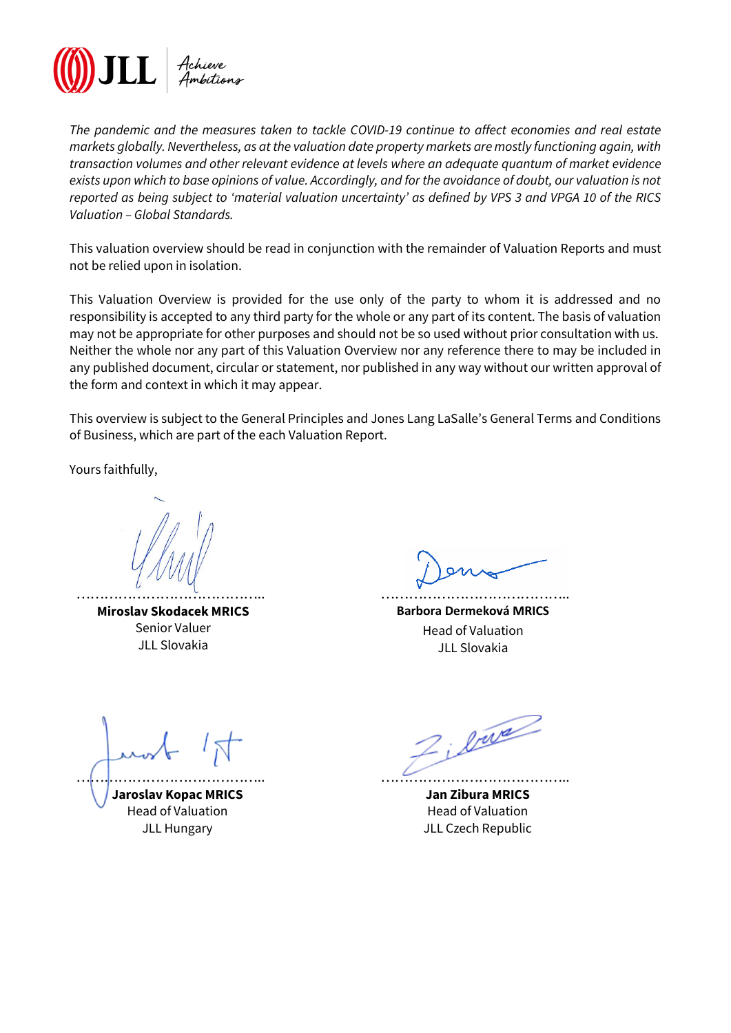*The pandemic and the measures taken to tackle COVID-19 continue to affect economies and real estate markets globally. Nevertheless, as at the valuation date property markets are mostly functioning again, with transaction volumes and other relevant evidence at levels where an adequate quantum of market evidence exists upon which to base opinions of value. Accordingly, and for the avoidance of doubt, our valuation is not reported as being subject to 'material valuation uncertainty' as defined by VPS 3 and VPGA 10 of the RICS Valuation – Global Standards.*

This valuation overview should be read in conjunction with the remainder of Valuation Reports and must not be relied upon in isolation.

This Valuation Overview is provided for the use only of the party to whom it is addressed and no responsibility is accepted to any third party for the whole or any part of its content. The basis of valuation may not be appropriate for other purposes and should not be so used without prior consultation with us. Neither the whole nor any part of this Valuation Overview nor any reference there to may be included in any published document, circular or statement, nor published in any way without our written approval of the form and context in which it may appear.

This overview is subject to the General Principles and Jones Lang LaSalle's General Terms and Conditions of Business, which are part of the each Valuation Report.

Yours faithfully,

……………………………………..
**Miroslav Skodacek MRICS**
Senior Valuer
JLL Slovakia

……………………………………..
**Barbora Dermeková MRICS**
Head of Valuation
JLL Slovakia

……………………………………..
**Jaroslav Kopac MRICS**
Head of Valuation
JLL Hungary

……………………………………..
**Jan Zibura MRICS**
Head of Valuation
JLL Czech Republic